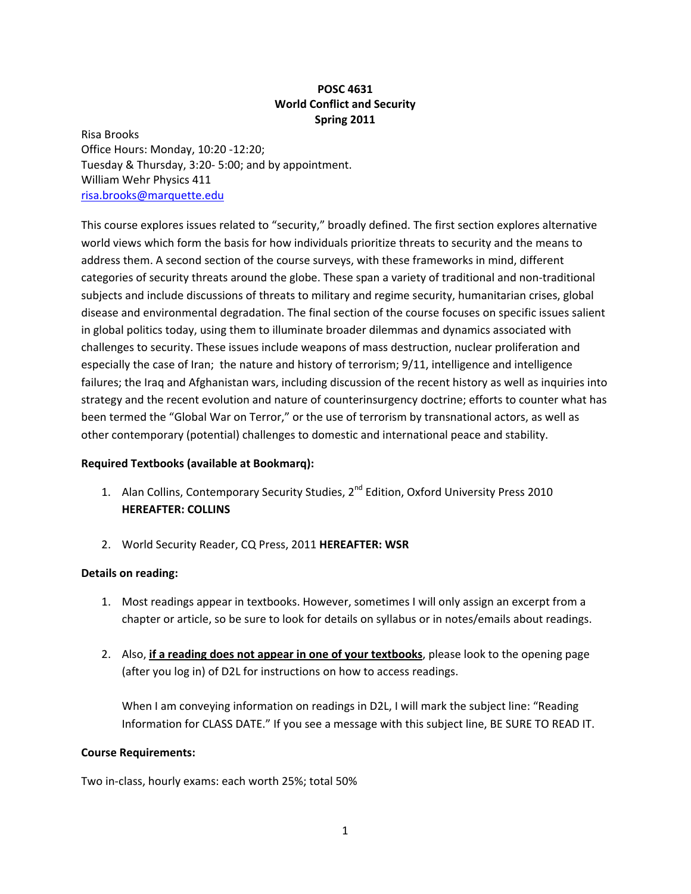# POSC 4631
# World Conflict and Security
# Spring 2011

Risa Brooks
Office Hours: Monday, 10:20 -12:20;
Tuesday & Thursday, 3:20- 5:00; and by appointment.
William Wehr Physics 411
risa.brooks@marquette.edu

This course explores issues related to "security," broadly defined. The first section explores alternative world views which form the basis for how individuals prioritize threats to security and the means to address them. A second section of the course surveys, with these frameworks in mind, different categories of security threats around the globe. These span a variety of traditional and non-traditional subjects and include discussions of threats to military and regime security, humanitarian crises, global disease and environmental degradation. The final section of the course focuses on specific issues salient in global politics today, using them to illuminate broader dilemmas and dynamics associated with challenges to security. These issues include weapons of mass destruction, nuclear proliferation and especially the case of Iran; the nature and history of terrorism; 9/11, intelligence and intelligence failures; the Iraq and Afghanistan wars, including discussion of the recent history as well as inquiries into strategy and the recent evolution and nature of counterinsurgency doctrine; efforts to counter what has been termed the "Global War on Terror," or the use of terrorism by transnational actors, as well as other contemporary (potential) challenges to domestic and international peace and stability.

**Required Textbooks (available at Bookmarq):**

1. Alan Collins, Contemporary Security Studies, 2nd Edition, Oxford University Press 2010 **HEREAFTER: COLLINS**

2. World Security Reader, CQ Press, 2011 **HEREAFTER: WSR**

**Details on reading:**

1. Most readings appear in textbooks. However, sometimes I will only assign an excerpt from a chapter or article, so be sure to look for details on syllabus or in notes/emails about readings.

2. Also, **if a reading does not appear in one of your textbooks**, please look to the opening page (after you log in) of D2L for instructions on how to access readings.

   When I am conveying information on readings in D2L, I will mark the subject line: "Reading Information for CLASS DATE." If you see a message with this subject line, BE SURE TO READ IT.

**Course Requirements:**

Two in-class, hourly exams: each worth 25%; total 50%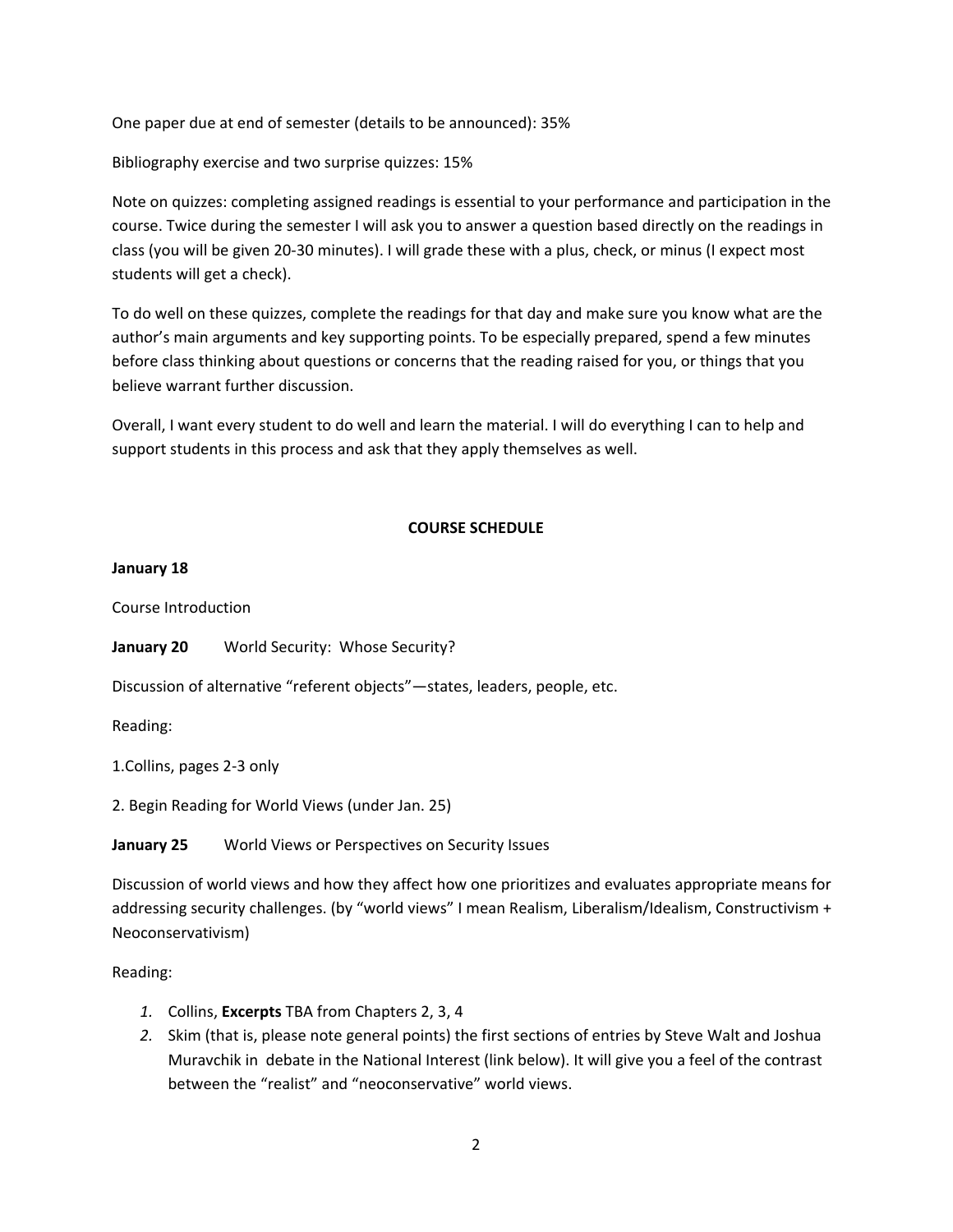One paper due at end of semester (details to be announced): 35%

Bibliography exercise and two surprise quizzes: 15%

Note on quizzes: completing assigned readings is essential to your performance and participation in the course. Twice during the semester I will ask you to answer a question based directly on the readings in class (you will be given 20-30 minutes). I will grade these with a plus, check, or minus (I expect most students will get a check).

To do well on these quizzes, complete the readings for that day and make sure you know what are the author's main arguments and key supporting points. To be especially prepared, spend a few minutes before class thinking about questions or concerns that the reading raised for you, or things that you believe warrant further discussion.

Overall, I want every student to do well and learn the material. I will do everything I can to help and support students in this process and ask that they apply themselves as well.

## COURSE SCHEDULE

**January 18**

Course Introduction

**January 20** World Security: Whose Security?

Discussion of alternative "referent objects"—states, leaders, people, etc.

Reading:

1.Collins, pages 2-3 only

2. Begin Reading for World Views (under Jan. 25)

**January 25** World Views or Perspectives on Security Issues

Discussion of world views and how they affect how one prioritizes and evaluates appropriate means for addressing security challenges. (by "world views" I mean Realism, Liberalism/Idealism, Constructivism + Neoconservativism)

Reading:

1. Collins, **Excerpts** TBA from Chapters 2, 3, 4
2. Skim (that is, please note general points) the first sections of entries by Steve Walt and Joshua Muravchik in debate in the National Interest (link below). It will give you a feel of the contrast between the "realist" and "neoconservative" world views.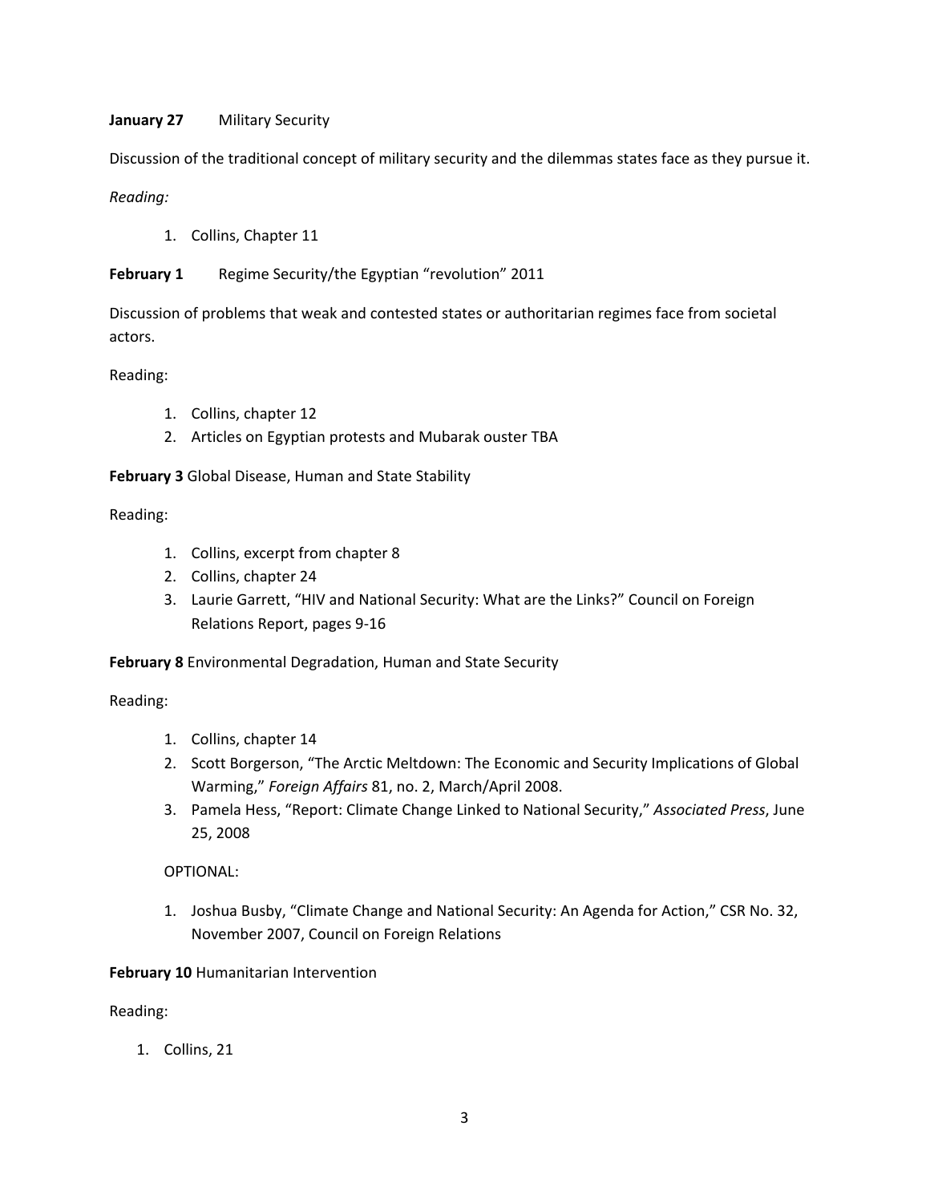**January 27** Military Security

Discussion of the traditional concept of military security and the dilemmas states face as they pursue it.

*Reading:*

1. Collins, Chapter 11

**February 1** Regime Security/the Egyptian "revolution" 2011

Discussion of problems that weak and contested states or authoritarian regimes face from societal actors.

Reading:

1. Collins, chapter 12
2. Articles on Egyptian protests and Mubarak ouster TBA

**February 3** Global Disease, Human and State Stability

Reading:

1. Collins, excerpt from chapter 8
2. Collins, chapter 24
3. Laurie Garrett, "HIV and National Security: What are the Links?" Council on Foreign Relations Report, pages 9-16

**February 8** Environmental Degradation, Human and State Security

Reading:

1. Collins, chapter 14
2. Scott Borgerson, "The Arctic Meltdown: The Economic and Security Implications of Global Warming," *Foreign Affairs* 81, no. 2, March/April 2008.
3. Pamela Hess, "Report: Climate Change Linked to National Security," *Associated Press*, June 25, 2008

OPTIONAL:

1. Joshua Busby, "Climate Change and National Security: An Agenda for Action," CSR No. 32, November 2007, Council on Foreign Relations

**February 10** Humanitarian Intervention

Reading:

1. Collins, 21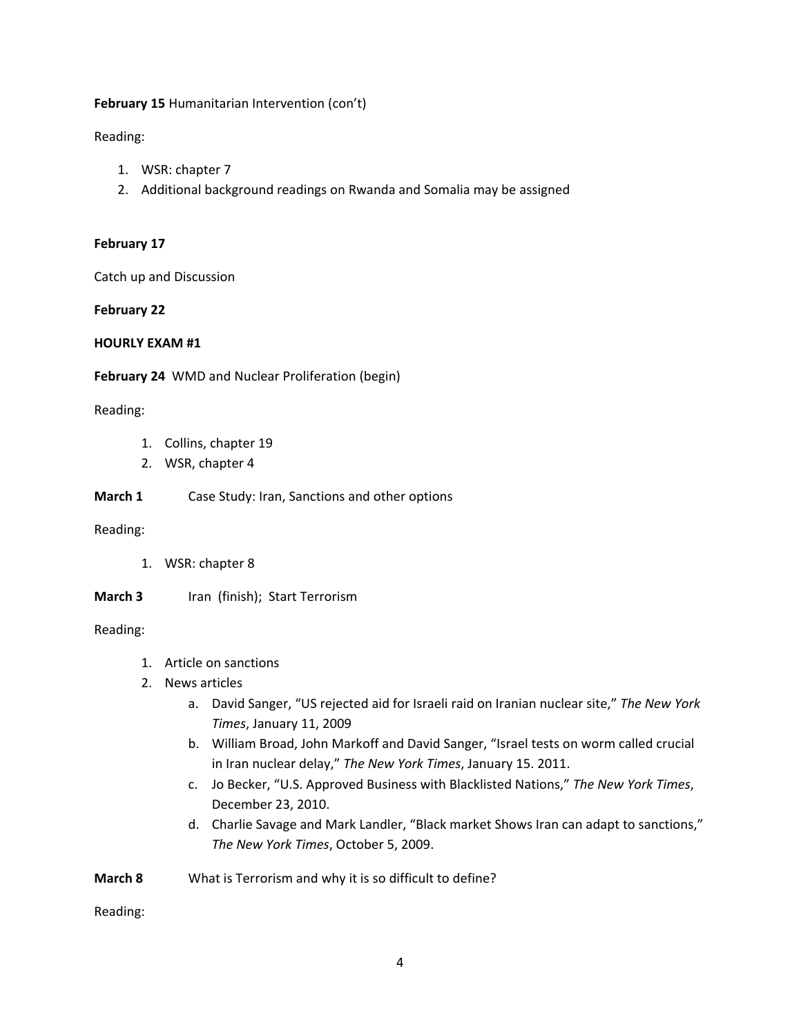**February 15** Humanitarian Intervention (con't)

Reading:

1. WSR: chapter 7
2. Additional background readings on Rwanda and Somalia may be assigned

**February 17**

Catch up and Discussion

**February 22**

**HOURLY EXAM #1**

**February 24** WMD and Nuclear Proliferation (begin)

Reading:

1. Collins, chapter 19
2. WSR, chapter 4

**March 1** Case Study: Iran, Sanctions and other options

Reading:

1. WSR: chapter 8

**March 3** Iran (finish); Start Terrorism

Reading:

1. Article on sanctions
2. News articles
   a. David Sanger, "US rejected aid for Israeli raid on Iranian nuclear site," *The New York Times*, January 11, 2009
   b. William Broad, John Markoff and David Sanger, "Israel tests on worm called crucial in Iran nuclear delay," *The New York Times*, January 15. 2011.
   c. Jo Becker, "U.S. Approved Business with Blacklisted Nations," *The New York Times*, December 23, 2010.
   d. Charlie Savage and Mark Landler, "Black market Shows Iran can adapt to sanctions," *The New York Times*, October 5, 2009.

**March 8** What is Terrorism and why it is so difficult to define?

Reading: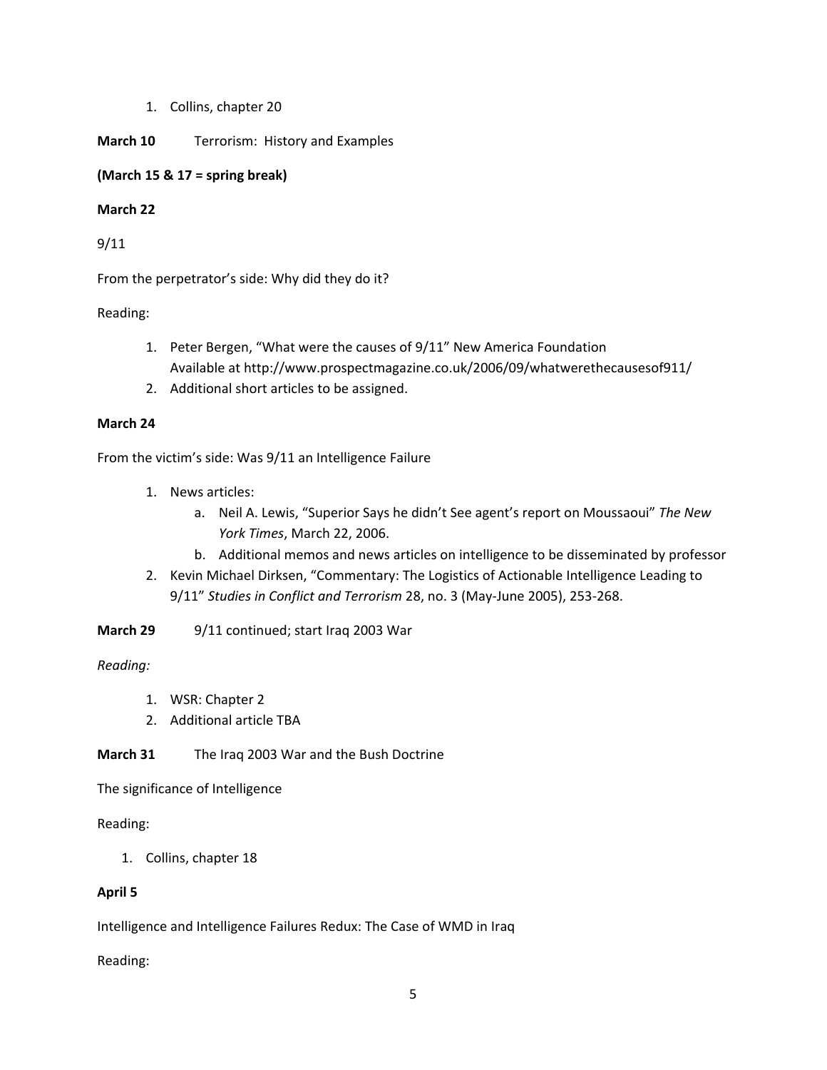1. Collins, chapter 20

**March 10** Terrorism: History and Examples

**(March 15 & 17 = spring break)**

**March 22**

9/11

From the perpetrator's side: Why did they do it?

Reading:

1. Peter Bergen, "What were the causes of 9/11" New America Foundation
   Available at http://www.prospectmagazine.co.uk/2006/09/whatwerethecausesof911/
2. Additional short articles to be assigned.

**March 24**

From the victim's side: Was 9/11 an Intelligence Failure

1. News articles:
   a. Neil A. Lewis, "Superior Says he didn't See agent's report on Moussaoui" *The New York Times*, March 22, 2006.
   b. Additional memos and news articles on intelligence to be disseminated by professor
2. Kevin Michael Dirksen, "Commentary: The Logistics of Actionable Intelligence Leading to 9/11" *Studies in Conflict and Terrorism* 28, no. 3 (May-June 2005), 253-268.

**March 29** 9/11 continued; start Iraq 2003 War

*Reading:*

1. WSR: Chapter 2
2. Additional article TBA

**March 31** The Iraq 2003 War and the Bush Doctrine

The significance of Intelligence

Reading:

1. Collins, chapter 18

**April 5**

Intelligence and Intelligence Failures Redux: The Case of WMD in Iraq

Reading: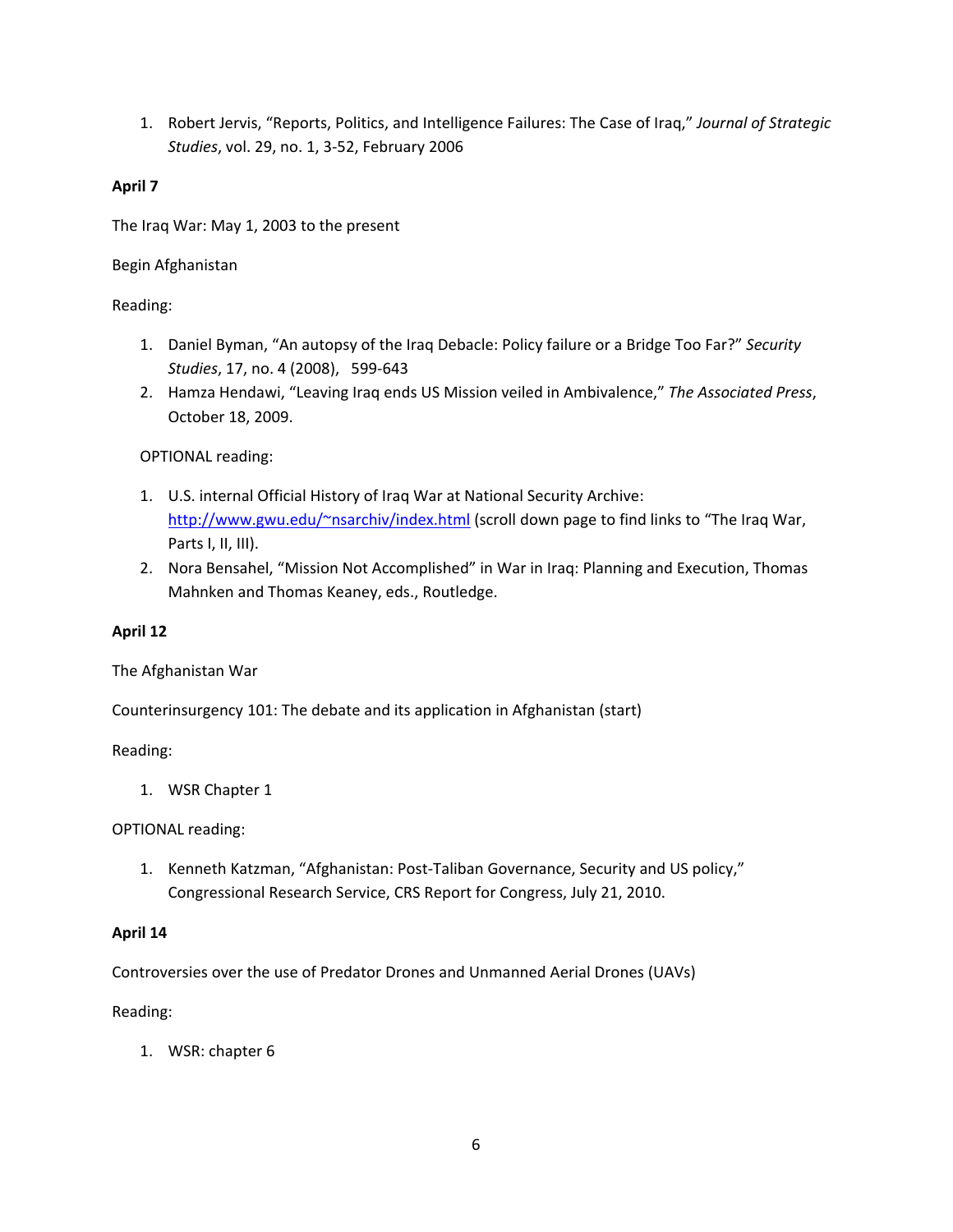1. Robert Jervis, "Reports, Politics, and Intelligence Failures: The Case of Iraq," *Journal of Strategic Studies*, vol. 29, no. 1, 3-52, February 2006

**April 7**

The Iraq War: May 1, 2003 to the present

Begin Afghanistan

Reading:

1. Daniel Byman, "An autopsy of the Iraq Debacle: Policy failure or a Bridge Too Far?" *Security Studies*, 17, no. 4 (2008), 599-643
2. Hamza Hendawi, "Leaving Iraq ends US Mission veiled in Ambivalence," *The Associated Press*, October 18, 2009.

OPTIONAL reading:

1. U.S. internal Official History of Iraq War at National Security Archive: [http://www.gwu.edu/~nsarchiv/index.html](http://www.gwu.edu/~nsarchiv/index.html) (scroll down page to find links to "The Iraq War, Parts I, II, III).
2. Nora Bensahel, "Mission Not Accomplished" in War in Iraq: Planning and Execution, Thomas Mahnken and Thomas Keaney, eds., Routledge.

**April 12**

The Afghanistan War

Counterinsurgency 101: The debate and its application in Afghanistan (start)

Reading:

1. WSR Chapter 1

OPTIONAL reading:

1. Kenneth Katzman, "Afghanistan: Post-Taliban Governance, Security and US policy," Congressional Research Service, CRS Report for Congress, July 21, 2010.

**April 14**

Controversies over the use of Predator Drones and Unmanned Aerial Drones (UAVs)

Reading:

1. WSR: chapter 6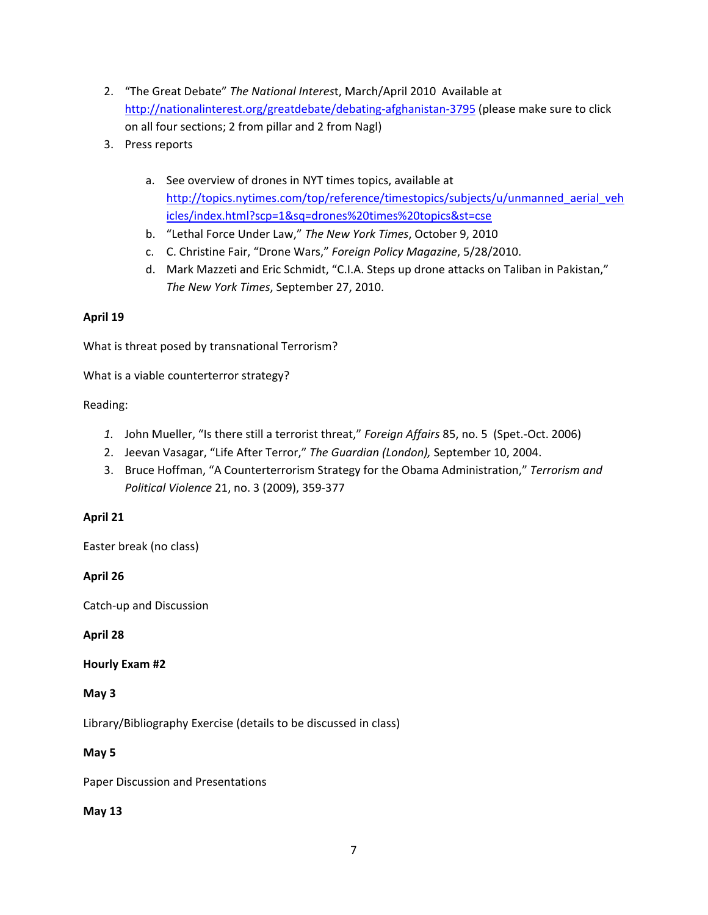2. "The Great Debate" *The National Interest*, March/April 2010 Available at http://nationalinterest.org/greatdebate/debating-afghanistan-3795 (please make sure to click on all four sections; 2 from pillar and 2 from Nagl)
3. Press reports

   a. See overview of drones in NYT times topics, available at http://topics.nytimes.com/top/reference/timestopics/subjects/u/unmanned_aerial_vehicles/index.html?scp=1&sq=drones%20times%20topics&st=cse
   b. "Lethal Force Under Law," *The New York Times*, October 9, 2010
   c. C. Christine Fair, "Drone Wars," *Foreign Policy Magazine*, 5/28/2010.
   d. Mark Mazzeti and Eric Schmidt, "C.I.A. Steps up drone attacks on Taliban in Pakistan," *The New York Times*, September 27, 2010.

**April 19**

What is threat posed by transnational Terrorism?

What is a viable counterterror strategy?

Reading:

1. John Mueller, "Is there still a terrorist threat," *Foreign Affairs* 85, no. 5 (Spet.-Oct. 2006)
2. Jeevan Vasagar, "Life After Terror," *The Guardian (London),* September 10, 2004.
3. Bruce Hoffman, "A Counterterrorism Strategy for the Obama Administration," *Terrorism and Political Violence* 21, no. 3 (2009), 359-377

**April 21**

Easter break (no class)

**April 26**

Catch-up and Discussion

**April 28**

**Hourly Exam #2**

**May 3**

Library/Bibliography Exercise (details to be discussed in class)

**May 5**

Paper Discussion and Presentations

**May 13**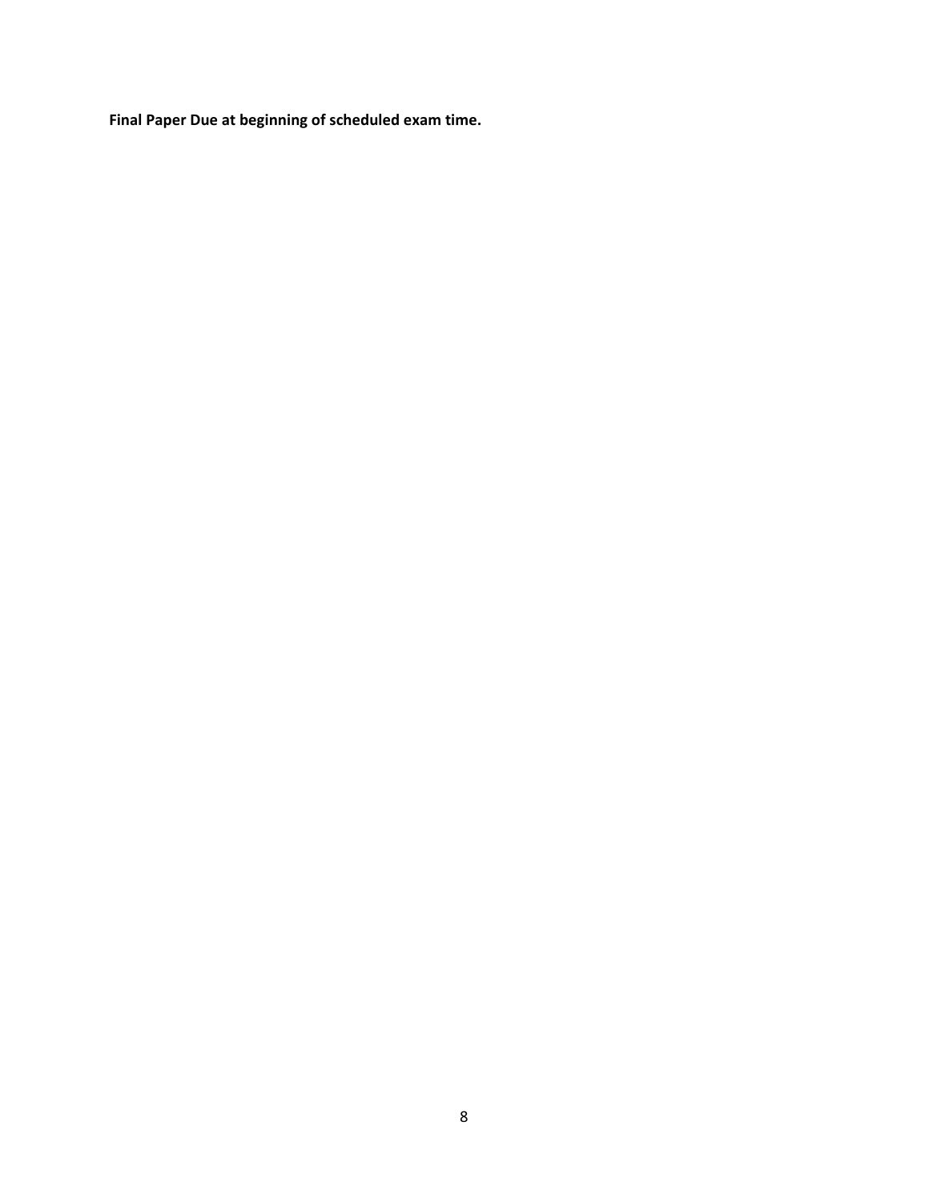**Final Paper Due at beginning of scheduled exam time.**